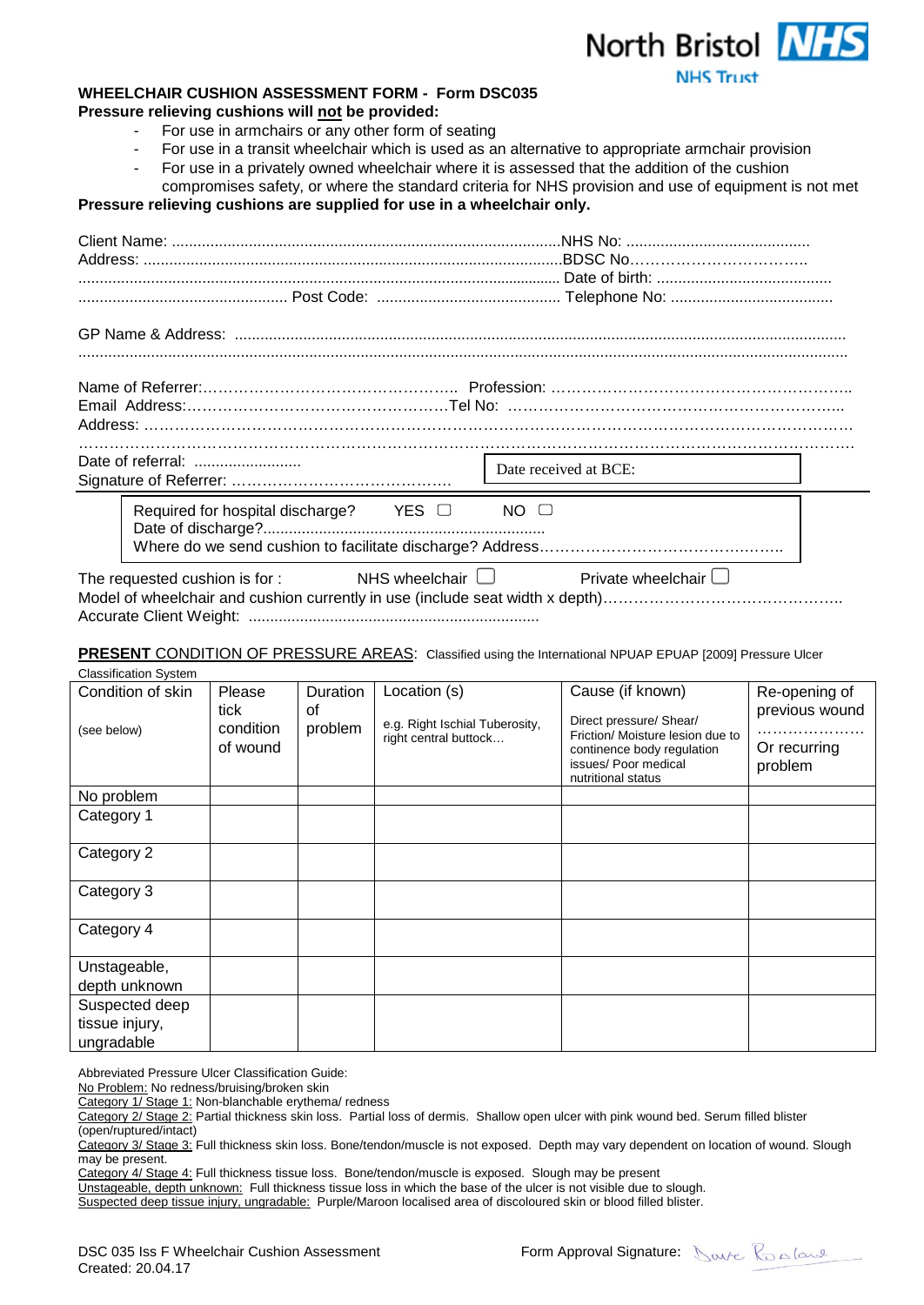North Bristol NHS Trust

**WHEELCHAIR CUSHION ASSESSMENT FORM - Form DSC035**

**Pressure relieving cushions will not be provided:**

- For use in armchairs or any other form of seating
- For use in a transit wheelchair which is used as an alternative to appropriate armchair provision
- For use in a privately owned wheelchair where it is assessed that the addition of the cushion compromises safety, or where the standard criteria for NHS provision and use of equipment is not met

**Pressure relieving cushions are supplied for use in a wheelchair only.**

Client Name: ........................................................................................... NHS No: ..........................................
Address: .................................................................................................. BDSC No……………………………..
................................................................................................................. Date of birth: .........................................
................................................. Post Code: ........................................... Telephone No: ......................................

GP Name & Address: ..........................................................................................................................................
.............................................................................................................................................................................

Name of Referrer:…………………………………………….. Profession: …………………………………………………..
Email Address:……………………………………………Tel No: ………………………………………………………...
Address: ………………………………………………………………………………………………………………………
………………………………………………………………………………………………………………………………….
Date of referral: .........................
Signature of Referrer: ……………………………………

Date received at BCE:

Required for hospital discharge? YES ☐ NO ☐
Date of discharge?...................................................................
Where do we send cushion to facilitate discharge? Address………………………………………..

The requested cushion is for : NHS wheelchair ☐ Private wheelchair ☐
Model of wheelchair and cushion currently in use (include seat width x depth)………………………………………..
Accurate Client Weight: ....................................................................

**PRESENT** CONDITION OF PRESSURE AREAS: Classified using the International NPUAP EPUAP [2009] Pressure Ulcer Classification System

| Condition of skin (see below) | Please tick condition of wound | Duration of problem | Location (s) e.g. Right Ischial Tuberosity, right central buttock… | Cause (if known) Direct pressure/ Shear/ Friction/ Moisture lesion due to continence body regulation issues/ Poor medical nutritional status | Re-opening of previous wound ………………… Or recurring problem |
|---|---|---|---|---|---|
| No problem | | | | | |
| Category 1 | | | | | |
| Category 2 | | | | | |
| Category 3 | | | | | |
| Category 4 | | | | | |
| Unstageable, depth unknown | | | | | |
| Suspected deep tissue injury, ungradable | | | | | |

Abbreviated Pressure Ulcer Classification Guide:

No Problem: No redness/bruising/broken skin

Category 1/ Stage 1: Non-blanchable erythema/ redness

Category 2/ Stage 2: Partial thickness skin loss. Partial loss of dermis. Shallow open ulcer with pink wound bed. Serum filled blister (open/ruptured/intact)

Category 3/ Stage 3: Full thickness skin loss. Bone/tendon/muscle is not exposed. Depth may vary dependent on location of wound. Slough may be present.

Category 4/ Stage 4: Full thickness tissue loss. Bone/tendon/muscle is exposed. Slough may be present

Unstageable, depth unknown: Full thickness tissue loss in which the base of the ulcer is not visible due to slough.

Suspected deep tissue injury, ungradable: Purple/Maroon localised area of discoloured skin or blood filled blister.

DSC 035 Iss F Wheelchair Cushion Assessment
Created: 20.04.17

Form Approval Signature: Dave Rowland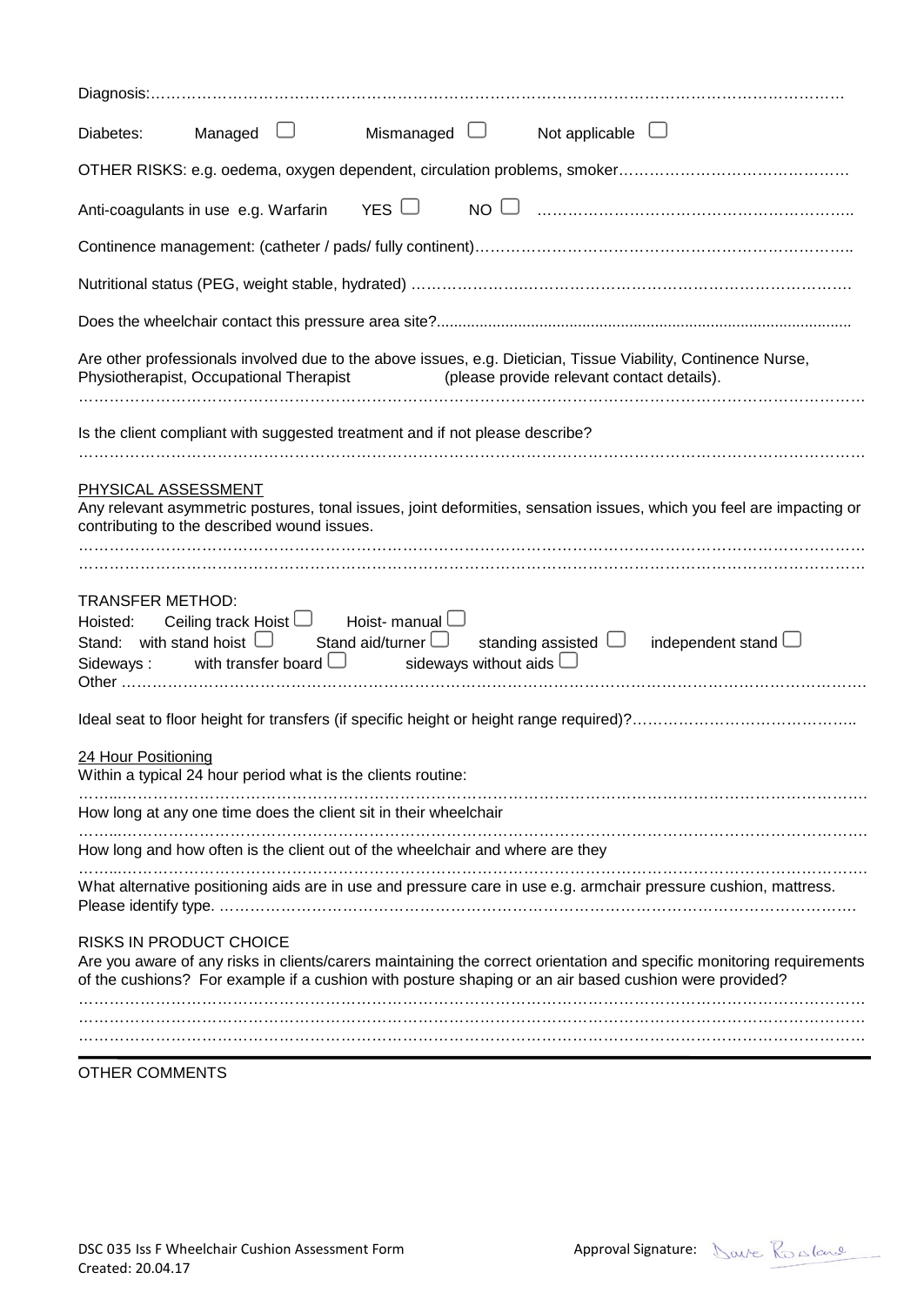Diagnosis:……………………………………………………………………………………………………………………

Diabetes: Managed ☐ Mismanaged ☐ Not applicable ☐

OTHER RISKS: e.g. oedema, oxygen dependent, circulation problems, smoker……………………………………….

Anti-coagulants in use e.g. Warfarin YES ☐ NO ☐ ……………………………………………………..

Continence management: (catheter / pads/ fully continent)………………………………………………………………..

Nutritional status (PEG, weight stable, hydrated) ……………………………………………………………………….

Does the wheelchair contact this pressure area site?..................................................................................................

Are other professionals involved due to the above issues, e.g. Dietician, Tissue Viability, Continence Nurse, Physiotherapist, Occupational Therapist (please provide relevant contact details).

……………………………………………………………………………………………………………………………

Is the client compliant with suggested treatment and if not please describe?

……………………………………………………………………………………………………………………………

PHYSICAL ASSESSMENT

Any relevant asymmetric postures, tonal issues, joint deformities, sensation issues, which you feel are impacting or contributing to the described wound issues.

……………………………………………………………………………………………………………………………

……………………………………………………………………………………………………………………………

TRANSFER METHOD:

Hoisted: Ceiling track Hoist ☐ Hoist- manual ☐

Stand: with stand hoist ☐ Stand aid/turner ☐ standing assisted ☐ independent stand ☐

Sideways : with transfer board ☐ sideways without aids ☐

Other ……………………………………………………………………………………………………………………….

Ideal seat to floor height for transfers (if specific height or height range required)?……………………………………..

24 Hour Positioning

Within a typical 24 hour period what is the clients routine:

……………………………………………………………………………………………………………………………

How long at any one time does the client sit in their wheelchair

……………………………………………………………………………………………………………………………

How long and how often is the client out of the wheelchair and where are they

……………………………………………………………………………………………………………………………

What alternative positioning aids are in use and pressure care in use e.g. armchair pressure cushion, mattress. Please identify type. ……………………………………………………………………………………………………….

RISKS IN PRODUCT CHOICE

Are you aware of any risks in clients/carers maintaining the correct orientation and specific monitoring requirements of the cushions? For example if a cushion with posture shaping or an air based cushion were provided?

……………………………………………………………………………………………………………………………

……………………………………………………………………………………………………………………………

……………………………………………………………………………………………………………………………

OTHER COMMENTS

DSC 035 Iss F Wheelchair Cushion Assessment Form
Created: 20.04.17

Approval Signature: Dave Rowland